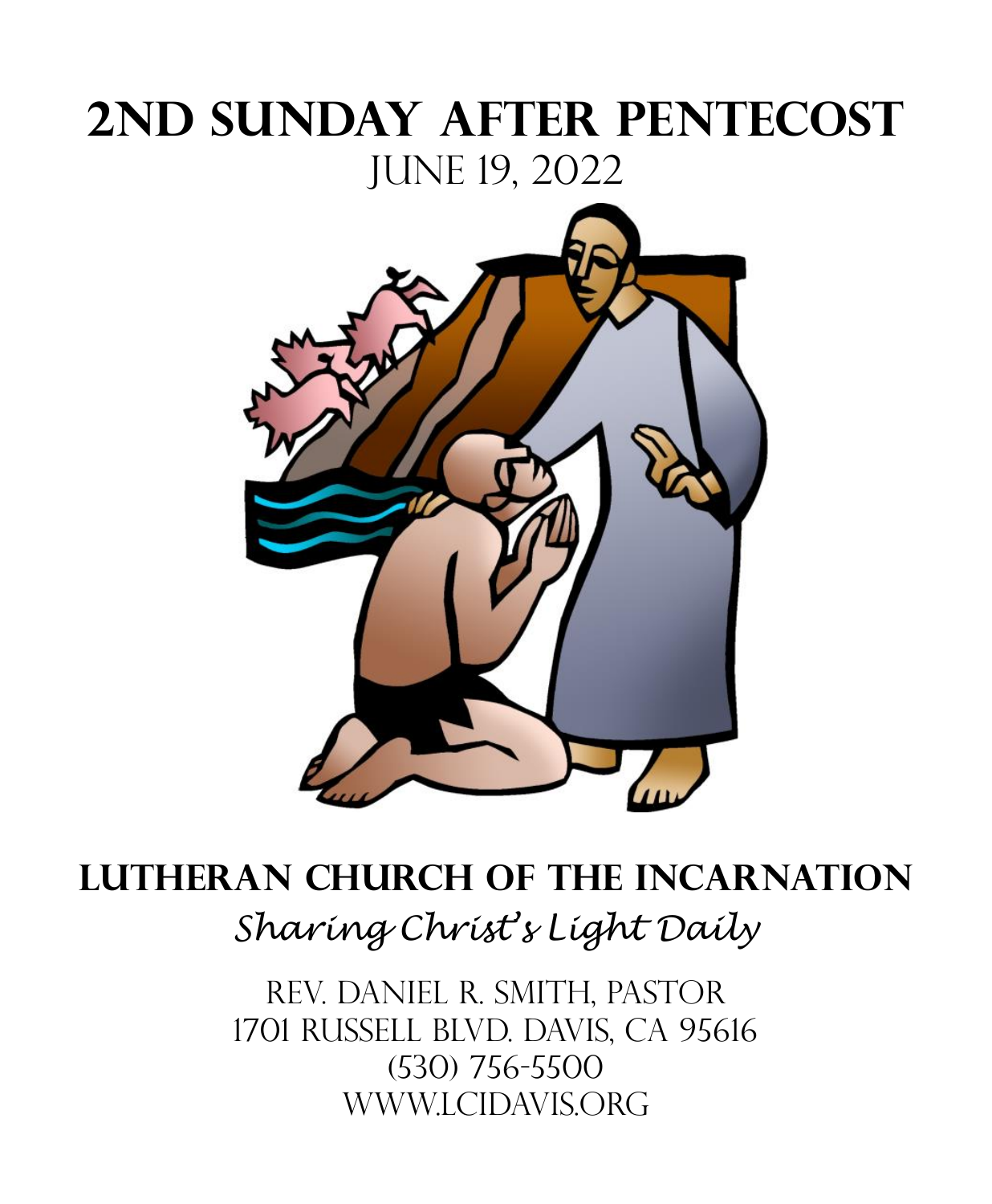# 2nd Sunday after Pentecost

June 19, 2022

## Lutheran Church of the Incarnation

*Sharing Christ's Light Daily*

Rev. Daniel R. Smith, Pastor
1701 Russell Blvd. Davis, CA 95616
(530) 756-5500
www.lcidavis.org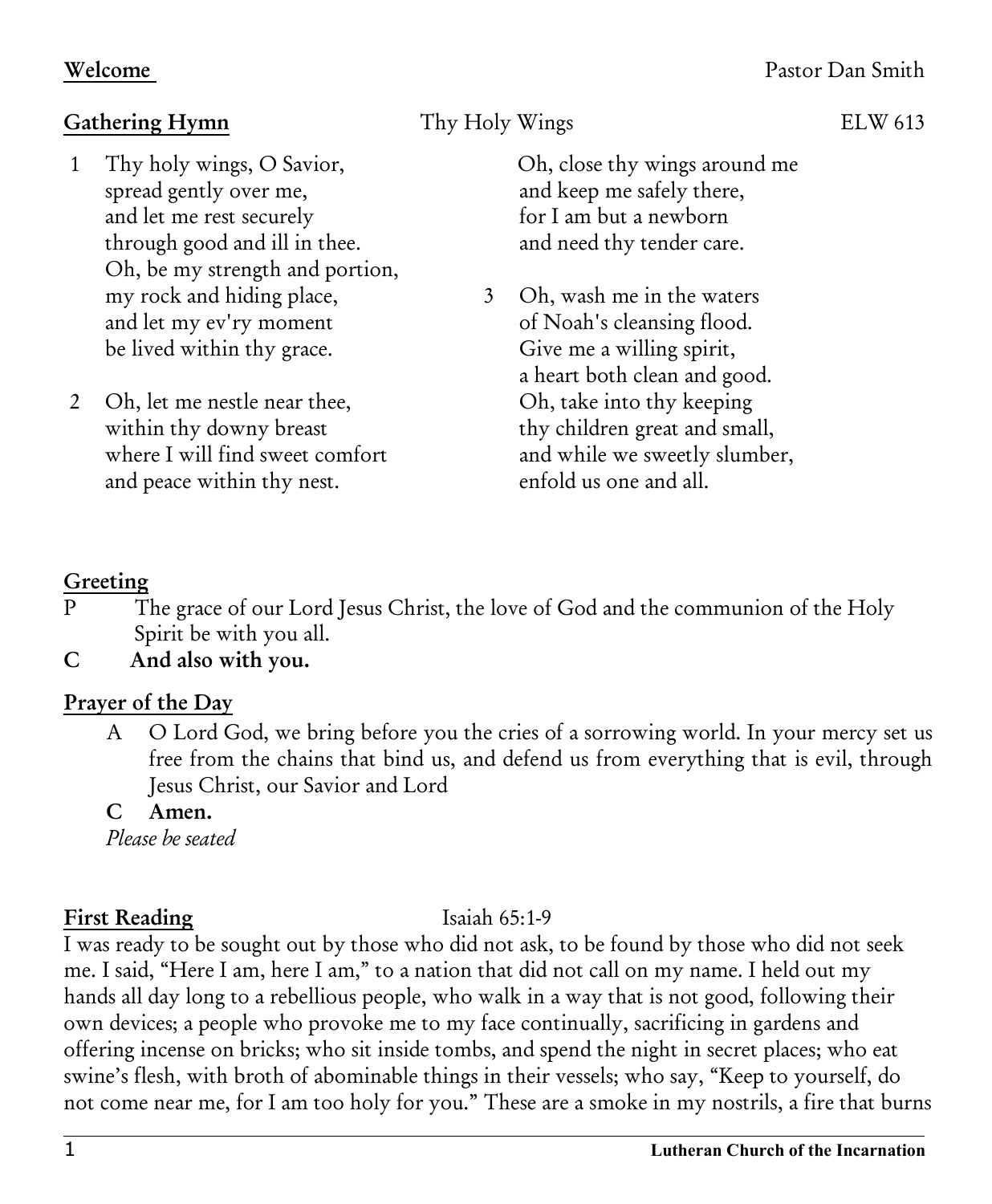**Welcome** Pastor Dan Smith

**Gathering Hymn** Thy Holy Wings ELW 613

1 Thy holy wings, O Savior,
spread gently over me,
and let me rest securely
through good and ill in thee.
Oh, be my strength and portion,
my rock and hiding place,
and let my ev'ry moment
be lived within thy grace.

2 Oh, let me nestle near thee,
within thy downy breast
where I will find sweet comfort
and peace within thy nest.
Oh, close thy wings around me
and keep me safely there,
for I am but a newborn
and need thy tender care.

3 Oh, wash me in the waters
of Noah's cleansing flood.
Give me a willing spirit,
a heart both clean and good.
Oh, take into thy keeping
thy children great and small,
and while we sweetly slumber,
enfold us one and all.

**Greeting**

P The grace of our Lord Jesus Christ, the love of God and the communion of the Holy Spirit be with you all.

**C And also with you.**

**Prayer of the Day**

A O Lord God, we bring before you the cries of a sorrowing world. In your mercy set us free from the chains that bind us, and defend us from everything that is evil, through Jesus Christ, our Savior and Lord

**C Amen.**

*Please be seated*

**First Reading** Isaiah 65:1-9

I was ready to be sought out by those who did not ask, to be found by those who did not seek me. I said, "Here I am, here I am," to a nation that did not call on my name. I held out my hands all day long to a rebellious people, who walk in a way that is not good, following their own devices; a people who provoke me to my face continually, sacrificing in gardens and offering incense on bricks; who sit inside tombs, and spend the night in secret places; who eat swine's flesh, with broth of abominable things in their vessels; who say, "Keep to yourself, do not come near me, for I am too holy for you." These are a smoke in my nostrils, a fire that burns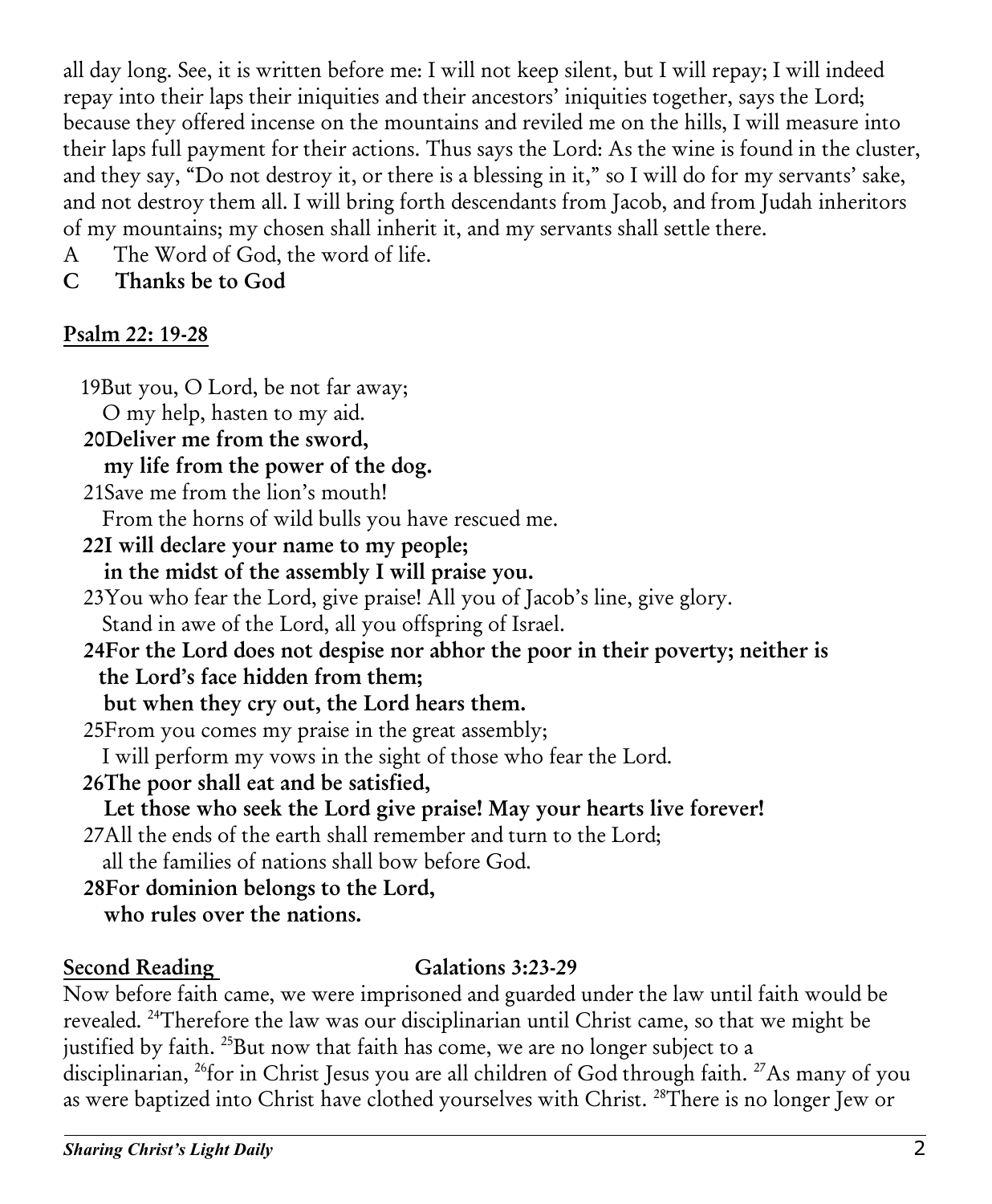all day long. See, it is written before me: I will not keep silent, but I will repay; I will indeed repay into their laps their iniquities and their ancestors' iniquities together, says the Lord; because they offered incense on the mountains and reviled me on the hills, I will measure into their laps full payment for their actions. Thus says the Lord: As the wine is found in the cluster, and they say, "Do not destroy it, or there is a blessing in it," so I will do for my servants' sake, and not destroy them all. I will bring forth descendants from Jacob, and from Judah inheritors of my mountains; my chosen shall inherit it, and my servants shall settle there.

A The Word of God, the word of life.

**C Thanks be to God**

**Psalm 22: 19-28**

19But you, O Lord, be not far away;
O my help, hasten to my aid.

**20Deliver me from the sword,**
**my life from the power of the dog.**

21Save me from the lion's mouth!
From the horns of wild bulls you have rescued me.

**22I will declare your name to my people;**
**in the midst of the assembly I will praise you.**

23You who fear the Lord, give praise! All you of Jacob's line, give glory.
Stand in awe of the Lord, all you offspring of Israel.

**24For the Lord does not despise nor abhor the poor in their poverty; neither is the Lord's face hidden from them;**
**but when they cry out, the Lord hears them.**

25From you comes my praise in the great assembly;
I will perform my vows in the sight of those who fear the Lord.

**26The poor shall eat and be satisfied,**
**Let those who seek the Lord give praise! May your hearts live forever!**

27All the ends of the earth shall remember and turn to the Lord;
all the families of nations shall bow before God.

**28For dominion belongs to the Lord,**
**who rules over the nations.**

**Second Reading** **Galatians 3:23-29**

Now before faith came, we were imprisoned and guarded under the law until faith would be revealed. [24]Therefore the law was our disciplinarian until Christ came, so that we might be justified by faith. [25]But now that faith has come, we are no longer subject to a disciplinarian, [26]for in Christ Jesus you are all children of God through faith. [27]As many of you as were baptized into Christ have clothed yourselves with Christ. [28]There is no longer Jew or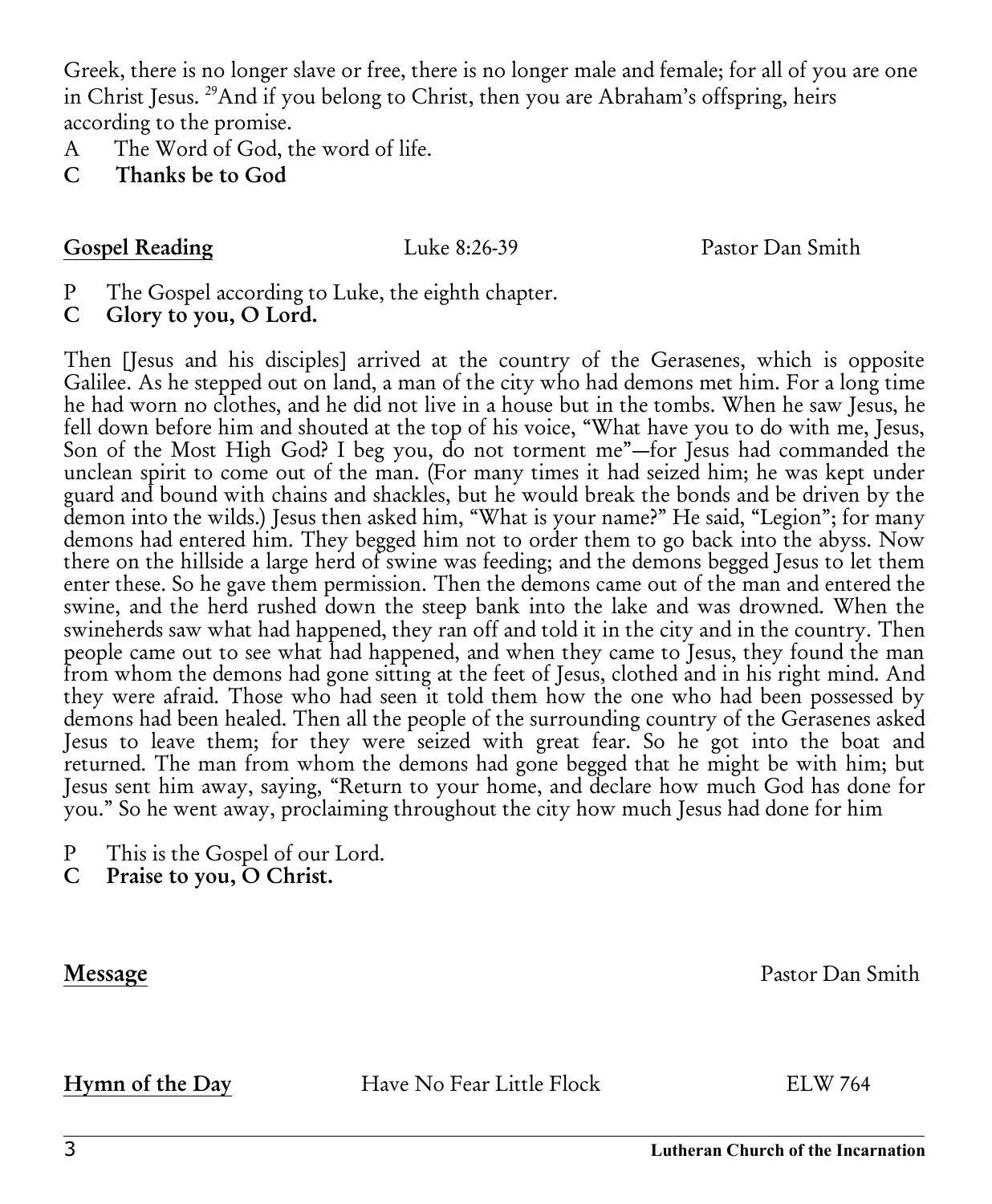Greek, there is no longer slave or free, there is no longer male and female; for all of you are one in Christ Jesus. [29]And if you belong to Christ, then you are Abraham's offspring, heirs according to the promise.

A The Word of God, the word of life.

**C Thanks be to God**

**Gospel Reading** Luke 8:26-39 Pastor Dan Smith

P The Gospel according to Luke, the eighth chapter.

**C Glory to you, O Lord.**

Then [Jesus and his disciples] arrived at the country of the Gerasenes, which is opposite Galilee. As he stepped out on land, a man of the city who had demons met him. For a long time he had worn no clothes, and he did not live in a house but in the tombs. When he saw Jesus, he fell down before him and shouted at the top of his voice, "What have you to do with me, Jesus, Son of the Most High God? I beg you, do not torment me"—for Jesus had commanded the unclean spirit to come out of the man. (For many times it had seized him; he was kept under guard and bound with chains and shackles, but he would break the bonds and be driven by the demon into the wilds.) Jesus then asked him, "What is your name?" He said, "Legion"; for many demons had entered him. They begged him not to order them to go back into the abyss. Now there on the hillside a large herd of swine was feeding; and the demons begged Jesus to let them enter these. So he gave them permission. Then the demons came out of the man and entered the swine, and the herd rushed down the steep bank into the lake and was drowned. When the swineherds saw what had happened, they ran off and told it in the city and in the country. Then people came out to see what had happened, and when they came to Jesus, they found the man from whom the demons had gone sitting at the feet of Jesus, clothed and in his right mind. And they were afraid. Those who had seen it told them how the one who had been possessed by demons had been healed. Then all the people of the surrounding country of the Gerasenes asked Jesus to leave them; for they were seized with great fear. So he got into the boat and returned. The man from whom the demons had gone begged that he might be with him; but Jesus sent him away, saying, "Return to your home, and declare how much God has done for you." So he went away, proclaiming throughout the city how much Jesus had done for him

P This is the Gospel of our Lord.

**C Praise to you, O Christ.**

**Message** Pastor Dan Smith

**Hymn of the Day** Have No Fear Little Flock ELW 764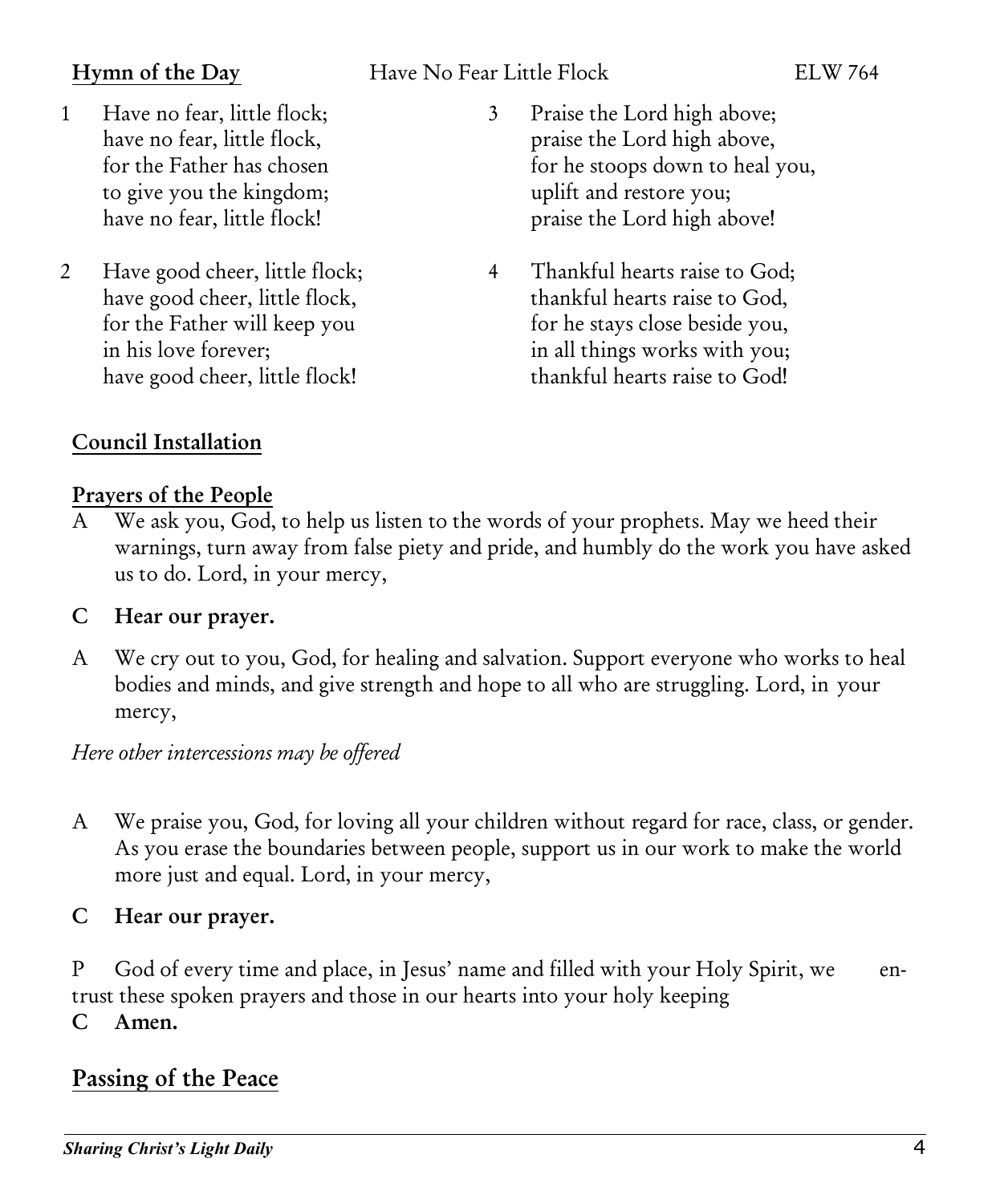**Hymn of the Day** Have No Fear Little Flock ELW 764

1 Have no fear, little flock;
have no fear, little flock,
for the Father has chosen
to give you the kingdom;
have no fear, little flock!

2 Have good cheer, little flock;
have good cheer, little flock,
for the Father will keep you
in his love forever;
have good cheer, little flock!

3 Praise the Lord high above;
praise the Lord high above,
for he stoops down to heal you,
uplift and restore you;
praise the Lord high above!

4 Thankful hearts raise to God;
thankful hearts raise to God,
for he stays close beside you,
in all things works with you;
thankful hearts raise to God!

## Council Installation

## Prayers of the People

A We ask you, God, to help us listen to the words of your prophets. May we heed their warnings, turn away from false piety and pride, and humbly do the work you have asked us to do. Lord, in your mercy,

**C Hear our prayer.**

A We cry out to you, God, for healing and salvation. Support everyone who works to heal bodies and minds, and give strength and hope to all who are struggling. Lord, in your mercy,

*Here other intercessions may be offered*

A We praise you, God, for loving all your children without regard for race, class, or gender. As you erase the boundaries between people, support us in our work to make the world more just and equal. Lord, in your mercy,

**C Hear our prayer.**

P God of every time and place, in Jesus' name and filled with your Holy Spirit, we entrust these spoken prayers and those in our hearts into your holy keeping

**C Amen.**

## Passing of the Peace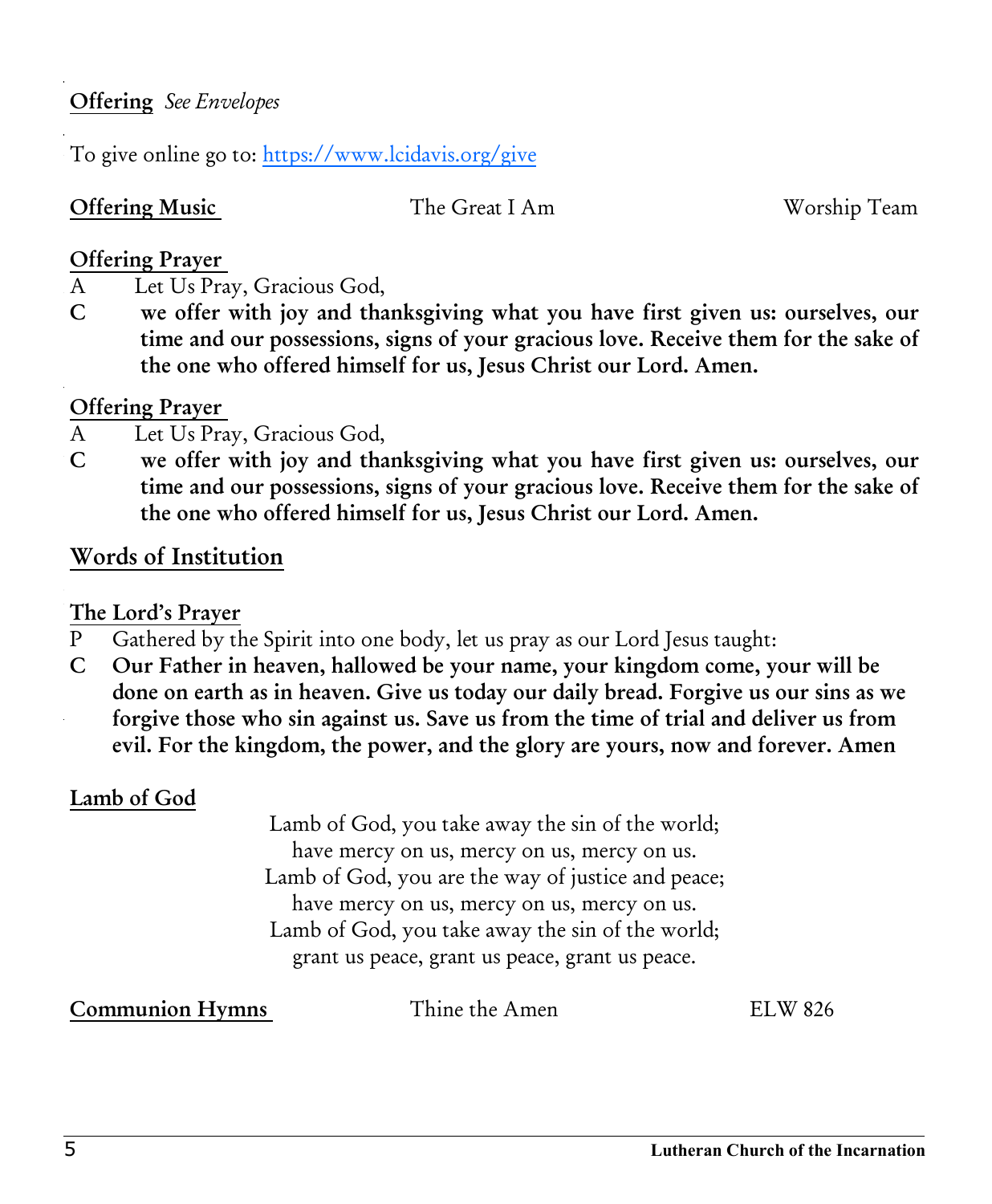**Offering** *See Envelopes*

To give online go to: https://www.lcidavis.org/give

**Offering Music** The Great I Am Worship Team

**Offering Prayer**

A Let Us Pray, Gracious God,

**C we offer with joy and thanksgiving what you have first given us: ourselves, our time and our possessions, signs of your gracious love. Receive them for the sake of the one who offered himself for us, Jesus Christ our Lord. Amen.**

**Offering Prayer**

A Let Us Pray, Gracious God,

**C we offer with joy and thanksgiving what you have first given us: ourselves, our time and our possessions, signs of your gracious love. Receive them for the sake of the one who offered himself for us, Jesus Christ our Lord. Amen.**

**Words of Institution**

**The Lord's Prayer**

P Gathered by the Spirit into one body, let us pray as our Lord Jesus taught:

**C Our Father in heaven, hallowed be your name, your kingdom come, your will be done on earth as in heaven. Give us today our daily bread. Forgive us our sins as we forgive those who sin against us. Save us from the time of trial and deliver us from evil. For the kingdom, the power, and the glory are yours, now and forever. Amen**

**Lamb of God**

Lamb of God, you take away the sin of the world;
have mercy on us, mercy on us, mercy on us.
Lamb of God, you are the way of justice and peace;
have mercy on us, mercy on us, mercy on us.
Lamb of God, you take away the sin of the world;
grant us peace, grant us peace, grant us peace.

**Communion Hymns** Thine the Amen ELW 826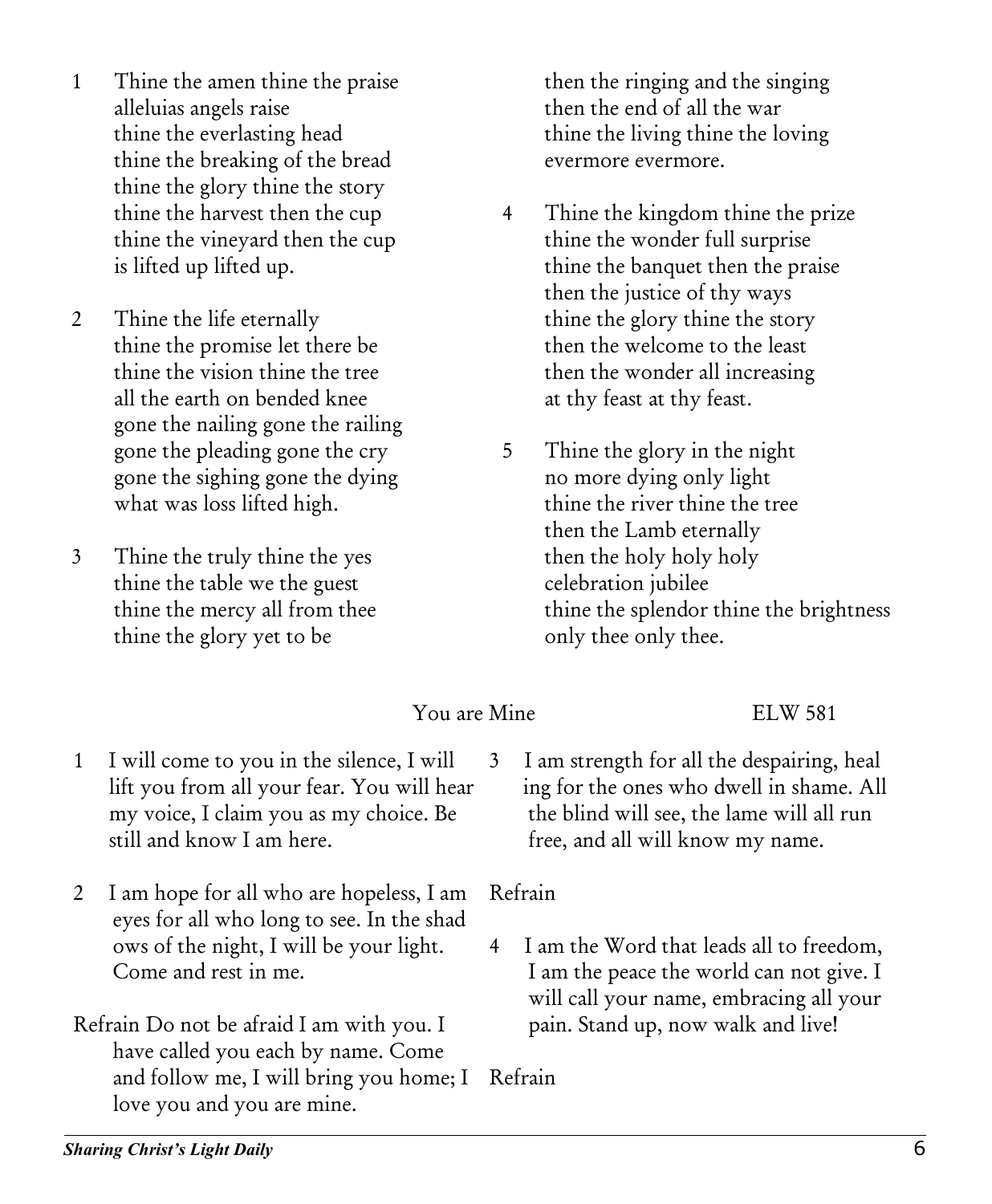1. Thine the amen thine the praise
   alleluias angels raise
   thine the everlasting head
   thine the breaking of the bread
   thine the glory thine the story
   thine the harvest then the cup
   thine the vineyard then the cup
   is lifted up lifted up.

2. Thine the life eternally
   thine the promise let there be
   thine the vision thine the tree
   all the earth on bended knee
   gone the nailing gone the railing
   gone the pleading gone the cry
   gone the sighing gone the dying
   what was loss lifted high.

3. Thine the truly thine the yes
   thine the table we the guest
   thine the mercy all from thee
   thine the glory yet to be
   then the ringing and the singing
   then the end of all the war
   thine the living thine the loving
   evermore evermore.

4. Thine the kingdom thine the prize
   thine the wonder full surprise
   thine the banquet then the praise
   then the justice of thy ways
   thine the glory thine the story
   then the welcome to the least
   then the wonder all increasing
   at thy feast at thy feast.

5. Thine the glory in the night
   no more dying only light
   thine the river thine the tree
   then the Lamb eternally
   then the holy holy holy
   celebration jubilee
   thine the splendor thine the brightness
   only thee only thee.

## You are Mine — ELW 581

1. I will come to you in the silence, I will lift you from all your fear. You will hear my voice, I claim you as my choice. Be still and know I am here.

2. I am hope for all who are hopeless, I am eyes for all who long to see. In the shad ows of the night, I will be your light. Come and rest in me.

Refrain Do not be afraid I am with you. I have called you each by name. Come and follow me, I will bring you home; I love you and you are mine.

3. I am strength for all the despairing, heal ing for the ones who dwell in shame. All the blind will see, the lame will all run free, and all will know my name.

Refrain

4. I am the Word that leads all to freedom, I am the peace the world can not give. I will call your name, embracing all your pain. Stand up, now walk and live!

Refrain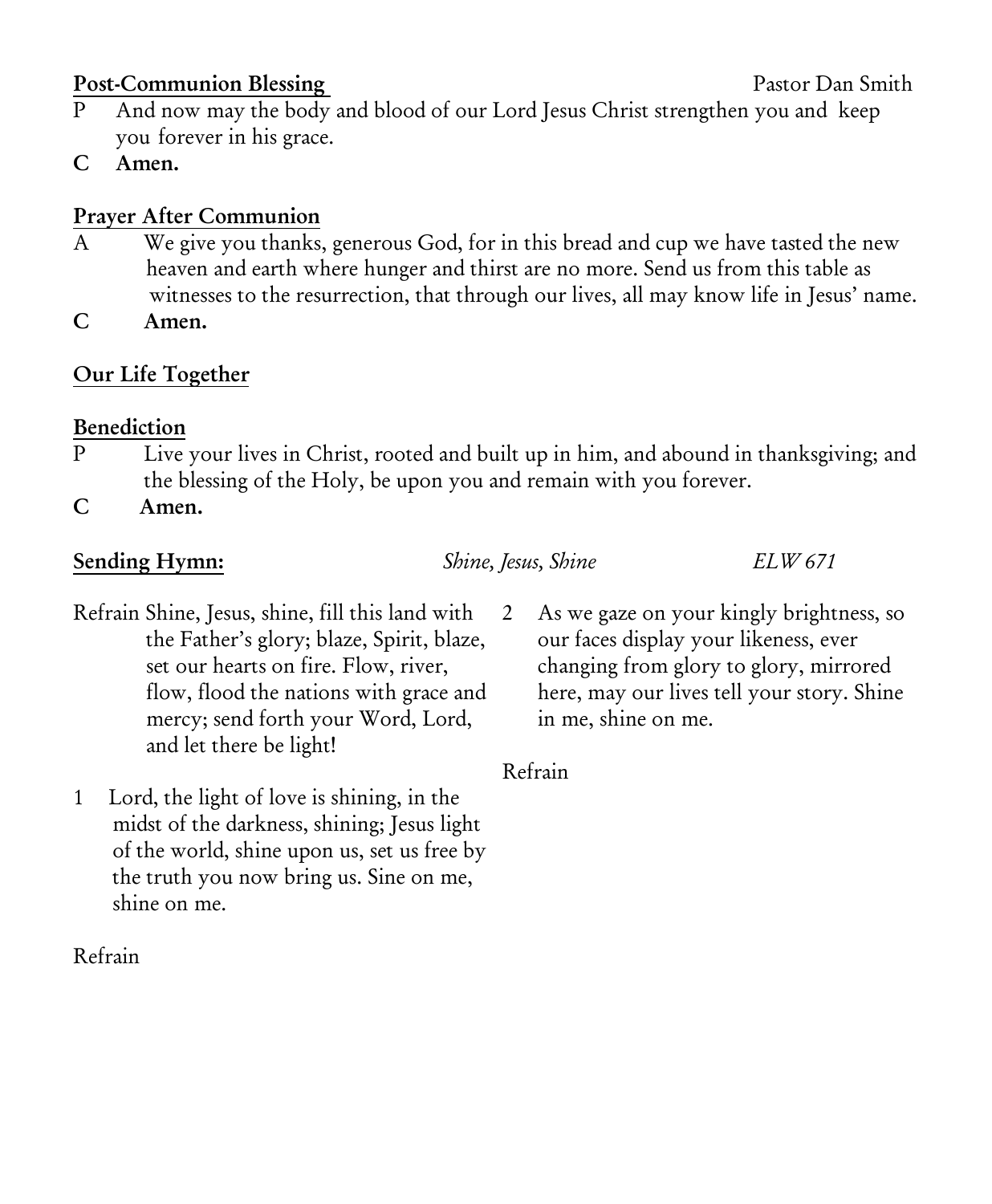**Post-Communion Blessing** Pastor Dan Smith

P And now may the body and blood of our Lord Jesus Christ strengthen you and keep you forever in his grace.

**C Amen.**

**Prayer After Communion**

A We give you thanks, generous God, for in this bread and cup we have tasted the new heaven and earth where hunger and thirst are no more. Send us from this table as witnesses to the resurrection, that through our lives, all may know life in Jesus' name.

**C Amen.**

**Our Life Together**

**Benediction**

P Live your lives in Christ, rooted and built up in him, and abound in thanksgiving; and the blessing of the Holy, be upon you and remain with you forever.

**C Amen.**

**Sending Hymn:** *Shine, Jesus, Shine* *ELW 671*

Refrain Shine, Jesus, shine, fill this land with the Father's glory; blaze, Spirit, blaze, set our hearts on fire. Flow, river, flow, flood the nations with grace and mercy; send forth your Word, Lord, and let there be light!

1 Lord, the light of love is shining, in the midst of the darkness, shining; Jesus light of the world, shine upon us, set us free by the truth you now bring us. Sine on me, shine on me.

Refrain

2 As we gaze on your kingly brightness, so our faces display your likeness, ever changing from glory to glory, mirrored here, may our lives tell your story. Shine in me, shine on me.

Refrain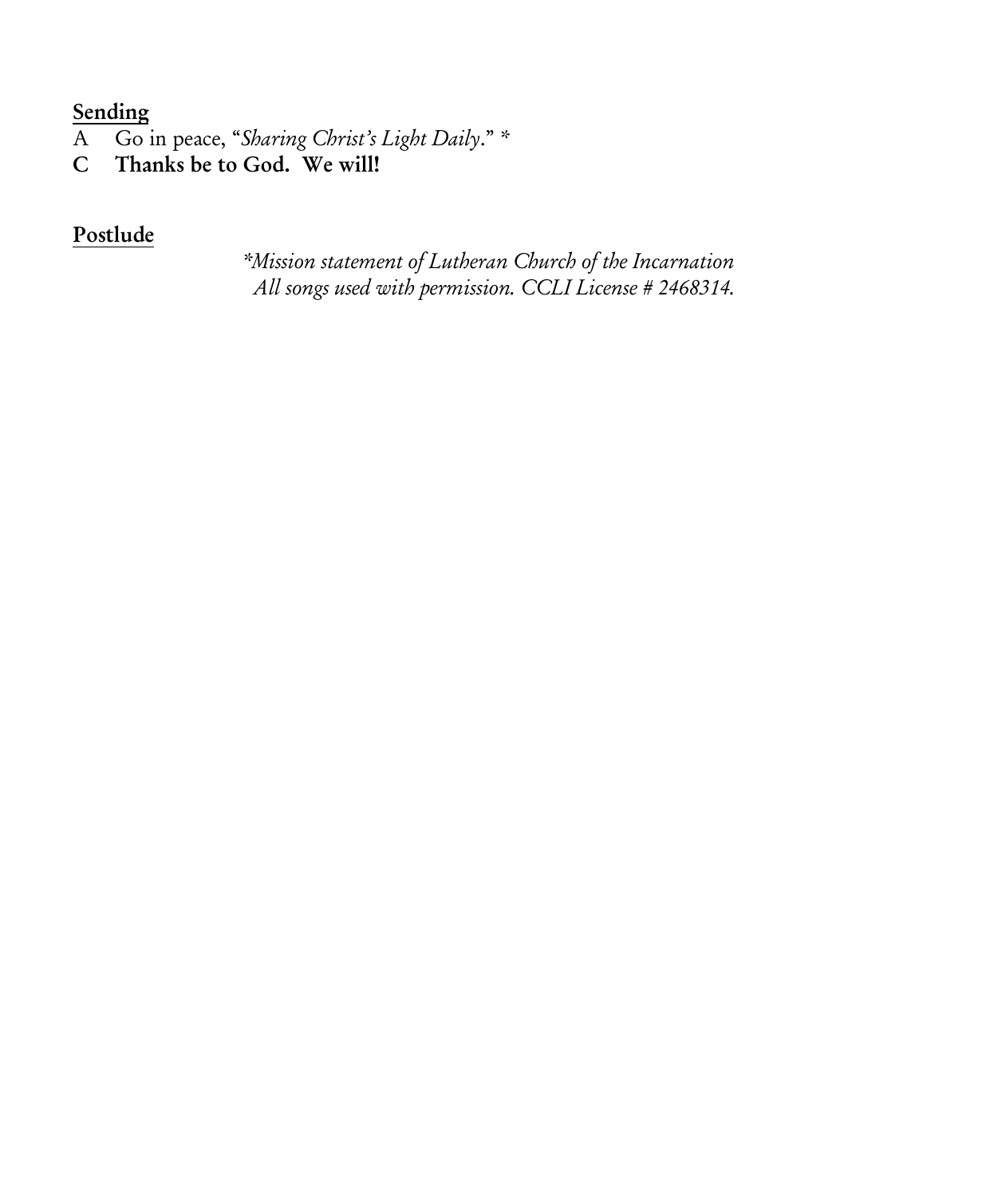**Sending**

A Go in peace, "*Sharing Christ's Light Daily*." *

**C Thanks be to God. We will!**

**Postlude**

*\*Mission statement of Lutheran Church of the Incarnation*
*All songs used with permission. CCLI License # 2468314.*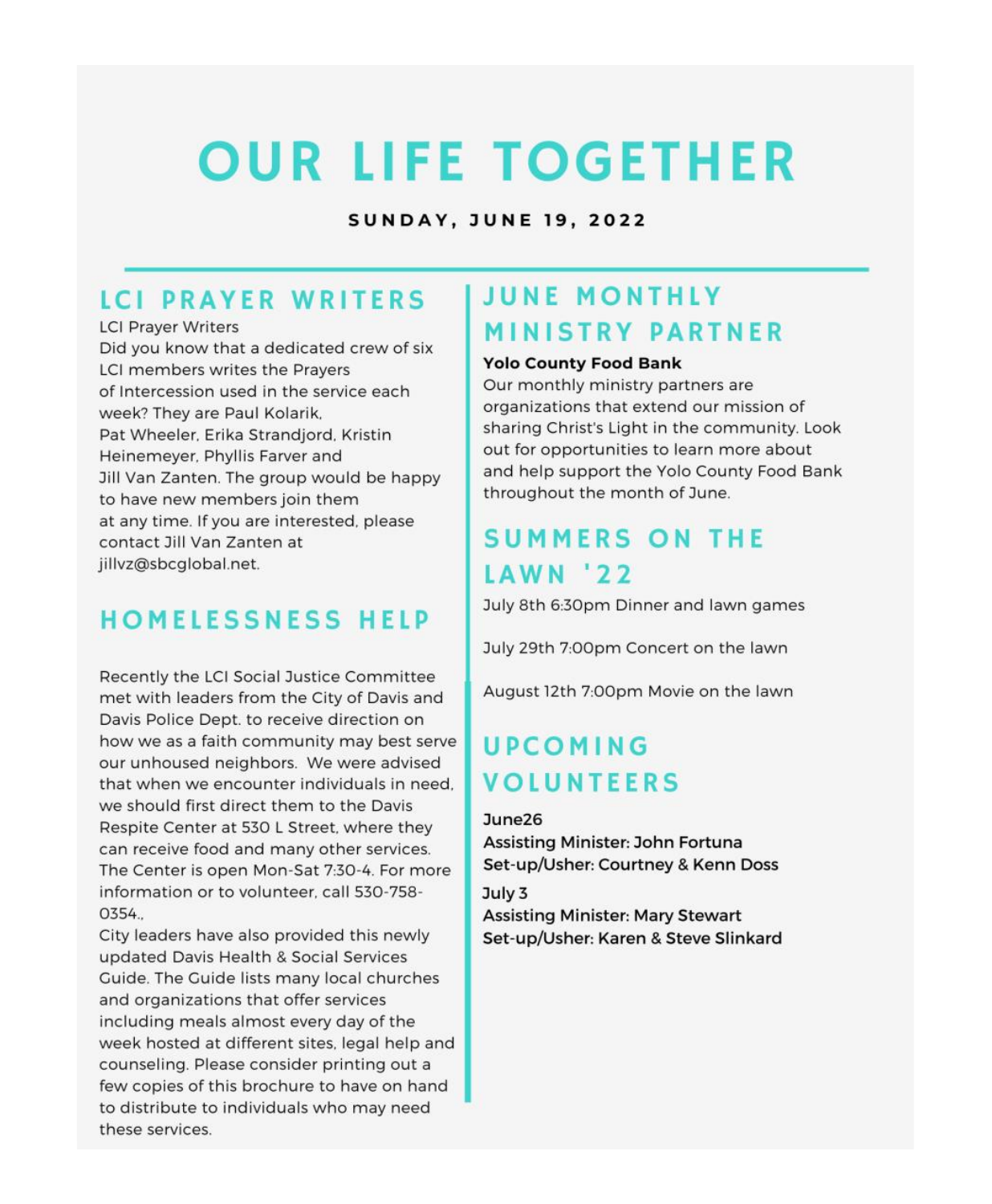# OUR LIFE TOGETHER

**SUNDAY, JUNE 19, 2022**

## LCI PRAYER WRITERS

LCI Prayer Writers
Did you know that a dedicated crew of six LCI members writes the Prayers of Intercession used in the service each week? They are Paul Kolarik, Pat Wheeler, Erika Strandjord, Kristin Heinemeyer, Phyllis Farver and Jill Van Zanten. The group would be happy to have new members join them at any time. If you are interested, please contact Jill Van Zanten at jillvz@sbcglobal.net.

## HOMELESSNESS HELP

Recently the LCI Social Justice Committee met with leaders from the City of Davis and Davis Police Dept. to receive direction on how we as a faith community may best serve our unhoused neighbors. We were advised that when we encounter individuals in need, we should first direct them to the Davis Respite Center at 530 L Street, where they can receive food and many other services. The Center is open Mon-Sat 7:30-4. For more information or to volunteer, call 530-758-0354.,
City leaders have also provided this newly updated Davis Health & Social Services Guide. The Guide lists many local churches and organizations that offer services including meals almost every day of the week hosted at different sites, legal help and counseling. Please consider printing out a few copies of this brochure to have on hand to distribute to individuals who may need these services.

## JUNE MONTHLY MINISTRY PARTNER

**Yolo County Food Bank**
Our monthly ministry partners are organizations that extend our mission of sharing Christ's Light in the community. Look out for opportunities to learn more about and help support the Yolo County Food Bank throughout the month of June.

## SUMMERS ON THE LAWN '22

July 8th 6:30pm Dinner and lawn games

July 29th 7:00pm Concert on the lawn

August 12th 7:00pm Movie on the lawn

## UPCOMING VOLUNTEERS

**June26**
**Assisting Minister: John Fortuna**
**Set-up/Usher: Courtney & Kenn Doss**

**July 3**
**Assisting Minister: Mary Stewart**
**Set-up/Usher: Karen & Steve Slinkard**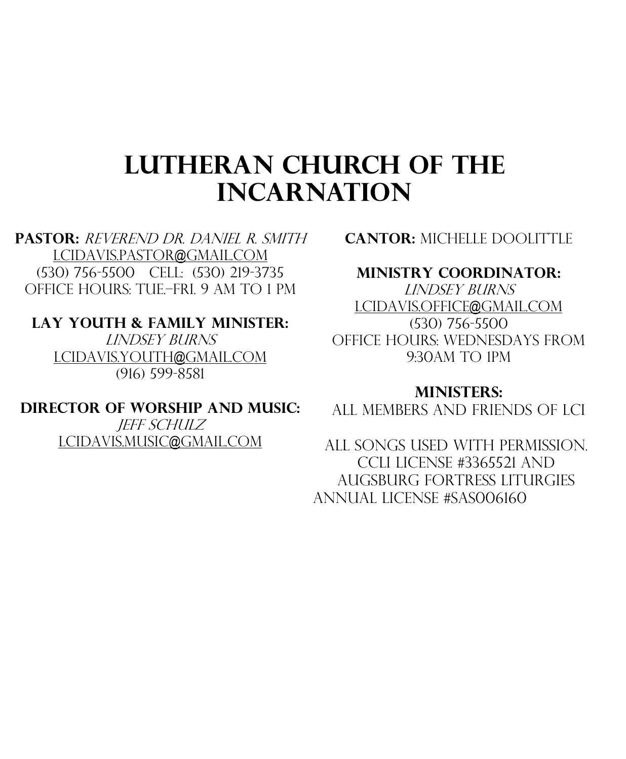# LUTHERAN CHURCH OF THE INCARNATION

**PASTOR:** *REVEREND DR. DANIEL R. SMITH*
LCIDAVIS.PASTOR@GMAIL.COM
(530) 756-5500    CELL:  (530) 219-3735
OFFICE HOURS: TUE.–FRI. 9 AM TO 1 PM

**LAY YOUTH & FAMILY MINISTER:**
*LINDSEY BURNS*
LCIDAVIS.YOUTH@GMAIL.COM
(916) 599-8581

**DIRECTOR OF WORSHIP AND MUSIC:**
*JEFF SCHULZ*
LCIDAVIS.MUSIC@GMAIL.COM

**CANTOR:** MICHELLE DOOLITTLE

**MINISTRY COORDINATOR:**
*LINDSEY BURNS*
LCIDAVIS.OFFICE@GMAIL.COM
(530) 756-5500
OFFICE HOURS: WEDNESDAYS FROM 9:30AM TO 1PM

**MINISTERS:**
ALL MEMBERS AND FRIENDS OF LCI

ALL SONGS USED WITH PERMISSION. CCLI LICENSE #3365521 AND AUGSBURG FORTRESS LITURGIES ANNUAL LICENSE #SAS006160